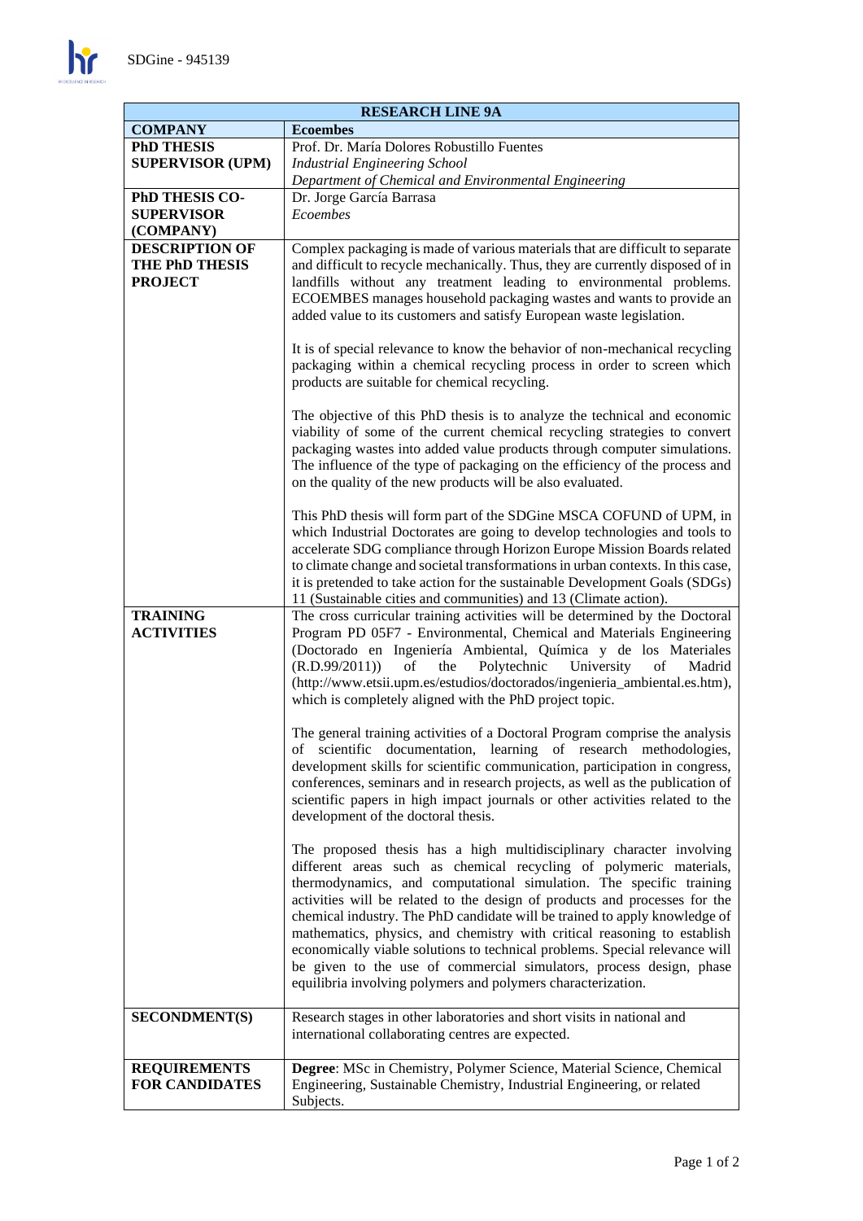| RESEARCH LINE 9A | |
|---|---|
| **COMPANY** | **Ecoembes** |
| **PhD THESIS SUPERVISOR (UPM)** | Prof. Dr. María Dolores Robustillo Fuentes<br>*Industrial Engineering School*<br>*Department of Chemical and Environmental Engineering* |
| **PhD THESIS CO-SUPERVISOR (COMPANY)** | Dr. Jorge García Barrasa<br>*Ecoembes* |
| **DESCRIPTION OF THE PhD THESIS PROJECT** | Complex packaging is made of various materials that are difficult to separate and difficult to recycle mechanically. Thus, they are currently disposed of in landfills without any treatment leading to environmental problems. ECOEMBES manages household packaging wastes and wants to provide an added value to its customers and satisfy European waste legislation.<br><br>It is of special relevance to know the behavior of non-mechanical recycling packaging within a chemical recycling process in order to screen which products are suitable for chemical recycling.<br><br>The objective of this PhD thesis is to analyze the technical and economic viability of some of the current chemical recycling strategies to convert packaging wastes into added value products through computer simulations. The influence of the type of packaging on the efficiency of the process and on the quality of the new products will be also evaluated.<br><br>This PhD thesis will form part of the SDGine MSCA COFUND of UPM, in which Industrial Doctorates are going to develop technologies and tools to accelerate SDG compliance through Horizon Europe Mission Boards related to climate change and societal transformations in urban contexts. In this case, it is pretended to take action for the sustainable Development Goals (SDGs) 11 (Sustainable cities and communities) and 13 (Climate action). |
| **TRAINING ACTIVITIES** | The cross curricular training activities will be determined by the Doctoral Program PD 05F7 - Environmental, Chemical and Materials Engineering (Doctorado en Ingeniería Ambiental, Química y de los Materiales (R.D.99/2011)) of the Polytechnic University of Madrid (http://www.etsii.upm.es/estudios/doctorados/ingenieria_ambiental.es.htm), which is completely aligned with the PhD project topic.<br><br>The general training activities of a Doctoral Program comprise the analysis of scientific documentation, learning of research methodologies, development skills for scientific communication, participation in congress, conferences, seminars and in research projects, as well as the publication of scientific papers in high impact journals or other activities related to the development of the doctoral thesis.<br><br>The proposed thesis has a high multidisciplinary character involving different areas such as chemical recycling of polymeric materials, thermodynamics, and computational simulation. The specific training activities will be related to the design of products and processes for the chemical industry. The PhD candidate will be trained to apply knowledge of mathematics, physics, and chemistry with critical reasoning to establish economically viable solutions to technical problems. Special relevance will be given to the use of commercial simulators, process design, phase equilibria involving polymers and polymers characterization. |
| **SECONDMENT(S)** | Research stages in other laboratories and short visits in national and international collaborating centres are expected. |
| **REQUIREMENTS FOR CANDIDATES** | **Degree**: MSc in Chemistry, Polymer Science, Material Science, Chemical Engineering, Sustainable Chemistry, Industrial Engineering, or related Subjects. |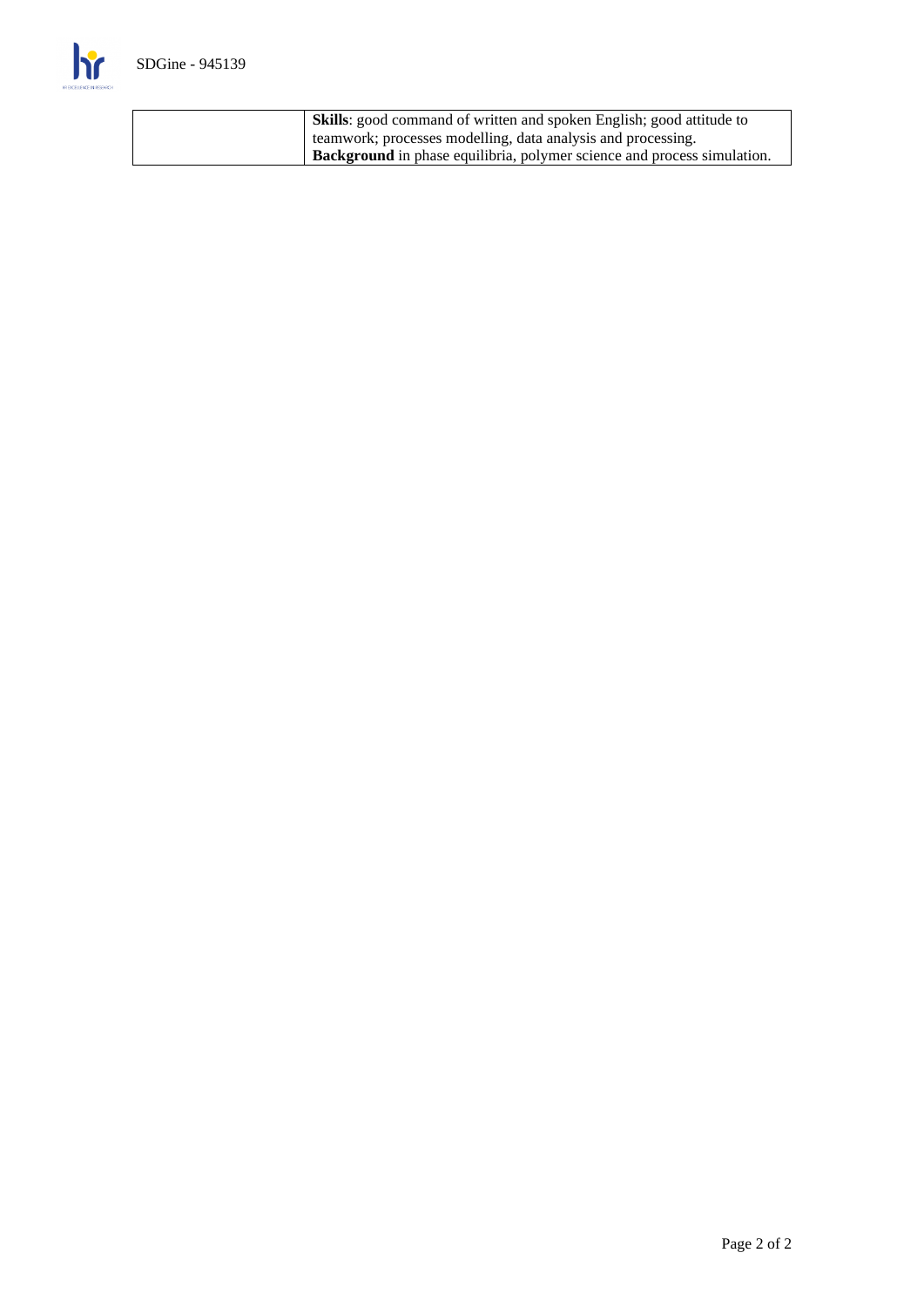| | |
|---|---|
| | **Skills**: good command of written and spoken English; good attitude to teamwork; processes modelling, data analysis and processing. **Background** in phase equilibria, polymer science and process simulation. |